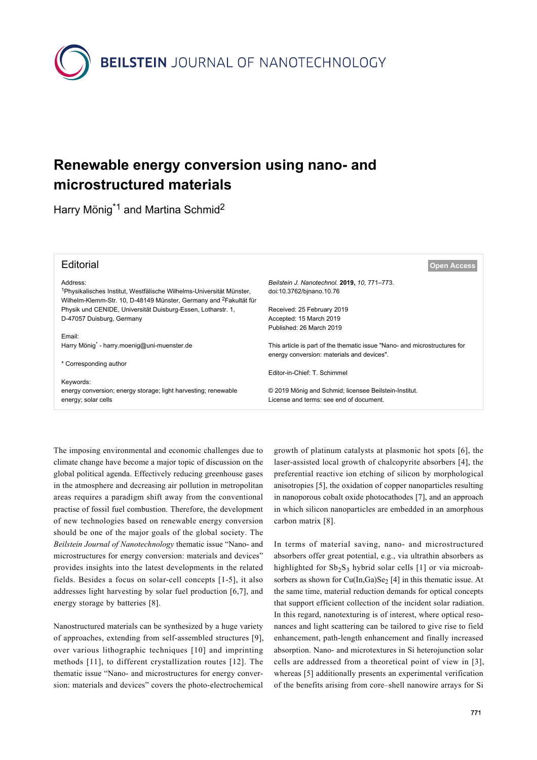# Renewable energy conversion using nano- and microstructured materials

Harry Mönig[*1] and Martina Schmid[2]

## Editorial

Address:
[1]Physikalisches Institut, Westfälische Wilhelms-Universität Münster, Wilhelm-Klemm-Str. 10, D-48149 Münster, Germany and [2]Fakultät für Physik und CENIDE, Universität Duisburg-Essen, Lotharstr. 1, D-47057 Duisburg, Germany

Email:
Harry Mönig[*] - harry.moenig@uni-muenster.de

[*] Corresponding author

Keywords:
energy conversion; energy storage; light harvesting; renewable energy; solar cells

*Beilstein J. Nanotechnol.* **2019,** *10,* 771–773.
doi:10.3762/bjnano.10.76

Received: 25 February 2019
Accepted: 15 March 2019
Published: 26 March 2019

This article is part of the thematic issue "Nano- and microstructures for energy conversion: materials and devices".

Editor-in-Chief: T. Schimmel

© 2019 Mönig and Schmid; licensee Beilstein-Institut.
License and terms: see end of document.

Open Access

The imposing environmental and economic challenges due to climate change have become a major topic of discussion on the global political agenda. Effectively reducing greenhouse gases in the atmosphere and decreasing air pollution in metropolitan areas requires a paradigm shift away from the conventional practise of fossil fuel combustion. Therefore, the development of new technologies based on renewable energy conversion should be one of the major goals of the global society. The *Beilstein Journal of Nanotechnology* thematic issue "Nano- and microstructures for energy conversion: materials and devices" provides insights into the latest developments in the related fields. Besides a focus on solar-cell concepts [1-5], it also addresses light harvesting by solar fuel production [6,7], and energy storage by batteries [8].

Nanostructured materials can be synthesized by a huge variety of approaches, extending from self-assembled structures [9], over various lithographic techniques [10] and imprinting methods [11], to different crystallization routes [12]. The thematic issue "Nano- and microstructures for energy conversion: materials and devices" covers the photo-electrochemical growth of platinum catalysts at plasmonic hot spots [6], the laser-assisted local growth of chalcopyrite absorbers [4], the preferential reactive ion etching of silicon by morphological anisotropies [5], the oxidation of copper nanoparticles resulting in nanoporous cobalt oxide photocathodes [7], and an approach in which silicon nanoparticles are embedded in an amorphous carbon matrix [8].

In terms of material saving, nano- and microstructured absorbers offer great potential, e.g., via ultrathin absorbers as highlighted for $Sb_2S_3$ hybrid solar cells [1] or via microabsorbers as shown for $Cu(In,Ga)Se_2$ [4] in this thematic issue. At the same time, material reduction demands for optical concepts that support efficient collection of the incident solar radiation. In this regard, nanotexturing is of interest, where optical resonances and light scattering can be tailored to give rise to field enhancement, path-length enhancement and finally increased absorption. Nano- and microtextures in Si heterojunction solar cells are addressed from a theoretical point of view in [3], whereas [5] additionally presents an experimental verification of the benefits arising from core–shell nanowire arrays for Si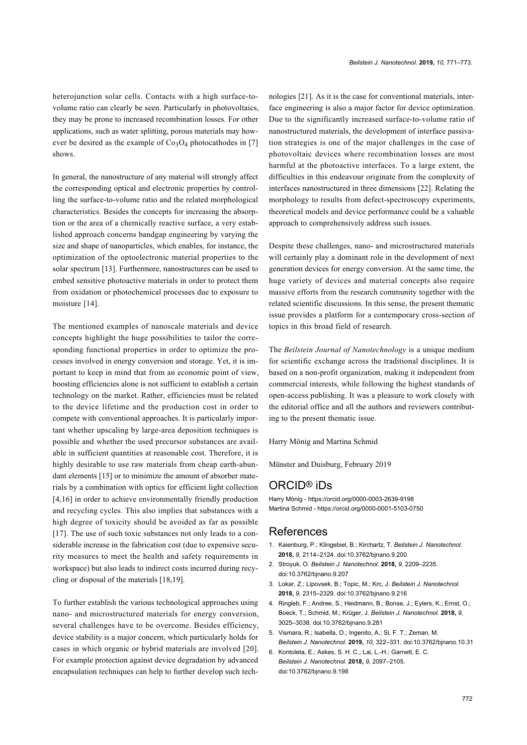heterojunction solar cells. Contacts with a high surface-to-volume ratio can clearly be seen. Particularly in photovoltaics, they may be prone to increased recombination losses. For other applications, such as water splitting, porous materials may however be desired as the example of $Co_3O_4$ photocathodes in [7] shows.

In general, the nanostructure of any material will strongly affect the corresponding optical and electronic properties by controlling the surface-to-volume ratio and the related morphological characteristics. Besides the concepts for increasing the absorption or the area of a chemically reactive surface, a very established approach concerns bandgap engineering by varying the size and shape of nanoparticles, which enables, for instance, the optimization of the optoelectronic material properties to the solar spectrum [13]. Furthermore, nanostructures can be used to embed sensitive photoactive materials in order to protect them from oxidation or photochemical processes due to exposure to moisture [14].

The mentioned examples of nanoscale materials and device concepts highlight the huge possibilities to tailor the corresponding functional properties in order to optimize the processes involved in energy conversion and storage. Yet, it is important to keep in mind that from an economic point of view, boosting efficiencies alone is not sufficient to establish a certain technology on the market. Rather, efficiencies must be related to the device lifetime and the production cost in order to compete with conventional approaches. It is particularly important whether upscaling by large-area deposition techniques is possible and whether the used precursor substances are available in sufficient quantities at reasonable cost. Therefore, it is highly desirable to use raw materials from cheap earth-abundant elements [15] or to minimize the amount of absorber materials by a combination with optics for efficient light collection [4,16] in order to achieve environmentally friendly production and recycling cycles. This also implies that substances with a high degree of toxicity should be avoided as far as possible [17]. The use of such toxic substances not only leads to a considerable increase in the fabrication cost (due to expensive security measures to meet the health and safety requirements in workspace) but also leads to indirect costs incurred during recycling or disposal of the materials [18,19].

To further establish the various technological approaches using nano- and microstructured materials for energy conversion, several challenges have to be overcome. Besides efficiency, device stability is a major concern, which particularly holds for cases in which organic or hybrid materials are involved [20]. For example protection against device degradation by advanced encapsulation techniques can help to further develop such technologies [21]. As it is the case for conventional materials, interface engineering is also a major factor for device optimization. Due to the significantly increased surface-to-volume ratio of nanostructured materials, the development of interface passivation strategies is one of the major challenges in the case of photovoltaic devices where recombination losses are most harmful at the photoactive interfaces. To a large extent, the difficulties in this endeavour originate from the complexity of interfaces nanostructured in three dimensions [22]. Relating the morphology to results from defect-spectroscopy experiments, theoretical models and device performance could be a valuable approach to comprehensively address such issues.

Despite these challenges, nano- and microstructured materials will certainly play a dominant role in the development of next generation devices for energy conversion. At the same time, the huge variety of devices and material concepts also require massive efforts from the research community together with the related scientific discussions. In this sense, the present thematic issue provides a platform for a contemporary cross-section of topics in this broad field of research.

The *Beilstein Journal of Nanotechnology* is a unique medium for scientific exchange across the traditional disciplines. It is based on a non-profit organization, making it independent from commercial interests, while following the highest standards of open-access publishing. It was a pleasure to work closely with the editorial office and all the authors and reviewers contributing to the present thematic issue.

Harry Mönig and Martina Schmid

Münster and Duisburg, February 2019

## ORCID® iDs

Harry Mönig - https://orcid.org/0000-0003-2639-9198
Martina Schmid - https://orcid.org/0000-0001-5103-0750

## References

1. Kaienburg, P.; Klingebiel, B.; Kirchartz, T. *Beilstein J. Nanotechnol.* **2018,** *9,* 2114–2124. doi:10.3762/bjnano.9.200
2. Stroyuk, O. *Beilstein J. Nanotechnol.* **2018,** *9,* 2209–2235. doi:10.3762/bjnano.9.207
3. Lokar, Z.; Lipovsek, B.; Topic, M.; Krc, J. *Beilstein J. Nanotechnol.* **2018,** *9,* 2315–2329. doi:10.3762/bjnano.9.216
4. Ringleb, F.; Andree, S.; Heidmann, B.; Bonse, J.; Eylers, K.; Ernst, O.; Boeck, T.; Schmid, M.; Krüger, J. *Beilstein J. Nanotechnol.* **2018,** *9,* 3025–3038. doi:10.3762/bjnano.9.281
5. Vismara, R.; Isabella, O.; Ingenito, A.; Si, F. T.; Zeman, M. *Beilstein J. Nanotechnol.* **2019,** *10,* 322–331. doi:10.3762/bjnano.10.31
6. Kontoleta, E.; Askes, S. H. C.; Lai, L.-H.; Garnett, E. C. *Beilstein J. Nanotechnol.* **2018,** *9,* 2097–2105. doi:10.3762/bjnano.9.198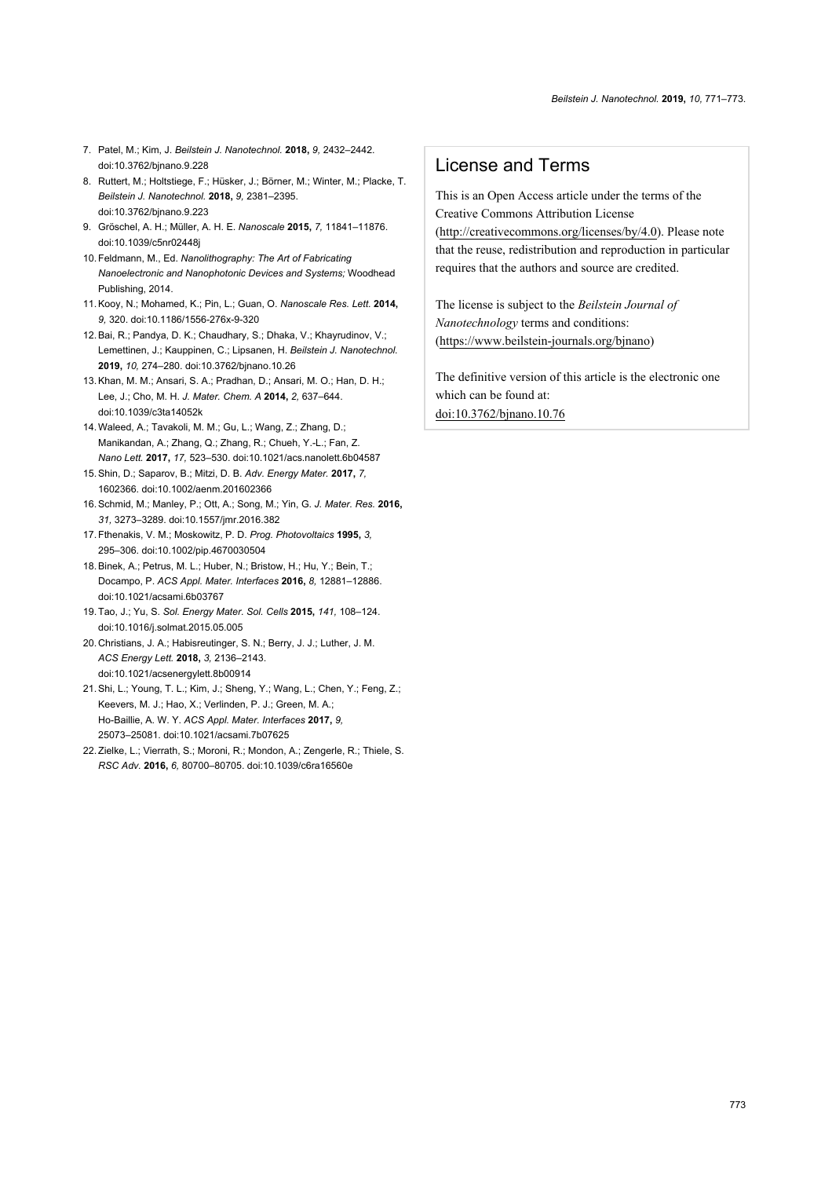7. Patel, M.; Kim, J. *Beilstein J. Nanotechnol.* **2018,** *9,* 2432–2442. doi:10.3762/bjnano.9.228
8. Ruttert, M.; Holtstiege, F.; Hüsker, J.; Börner, M.; Winter, M.; Placke, T. *Beilstein J. Nanotechnol.* **2018,** *9,* 2381–2395. doi:10.3762/bjnano.9.223
9. Gröschel, A. H.; Müller, A. H. E. *Nanoscale* **2015,** *7,* 11841–11876. doi:10.1039/c5nr02448j
10. Feldmann, M., Ed. *Nanolithography: The Art of Fabricating Nanoelectronic and Nanophotonic Devices and Systems;* Woodhead Publishing, 2014.
11. Kooy, N.; Mohamed, K.; Pin, L.; Guan, O. *Nanoscale Res. Lett.* **2014,** *9,* 320. doi:10.1186/1556-276x-9-320
12. Bai, R.; Pandya, D. K.; Chaudhary, S.; Dhaka, V.; Khayrudinov, V.; Lemettinen, J.; Kauppinen, C.; Lipsanen, H. *Beilstein J. Nanotechnol.* **2019,** *10,* 274–280. doi:10.3762/bjnano.10.26
13. Khan, M. M.; Ansari, S. A.; Pradhan, D.; Ansari, M. O.; Han, D. H.; Lee, J.; Cho, M. H. *J. Mater. Chem. A* **2014,** *2,* 637–644. doi:10.1039/c3ta14052k
14. Waleed, A.; Tavakoli, M. M.; Gu, L.; Wang, Z.; Zhang, D.; Manikandan, A.; Zhang, Q.; Zhang, R.; Chueh, Y.-L.; Fan, Z. *Nano Lett.* **2017,** *17,* 523–530. doi:10.1021/acs.nanolett.6b04587
15. Shin, D.; Saparov, B.; Mitzi, D. B. *Adv. Energy Mater.* **2017,** *7,* 1602366. doi:10.1002/aenm.201602366
16. Schmid, M.; Manley, P.; Ott, A.; Song, M.; Yin, G. *J. Mater. Res.* **2016,** *31,* 3273–3289. doi:10.1557/jmr.2016.382
17. Fthenakis, V. M.; Moskowitz, P. D. *Prog. Photovoltaics* **1995,** *3,* 295–306. doi:10.1002/pip.4670030504
18. Binek, A.; Petrus, M. L.; Huber, N.; Bristow, H.; Hu, Y.; Bein, T.; Docampo, P. *ACS Appl. Mater. Interfaces* **2016,** *8,* 12881–12886. doi:10.1021/acsami.6b03767
19. Tao, J.; Yu, S. *Sol. Energy Mater. Sol. Cells* **2015,** *141,* 108–124. doi:10.1016/j.solmat.2015.05.005
20. Christians, J. A.; Habisreutinger, S. N.; Berry, J. J.; Luther, J. M. *ACS Energy Lett.* **2018,** *3,* 2136–2143. doi:10.1021/acsenergylett.8b00914
21. Shi, L.; Young, T. L.; Kim, J.; Sheng, Y.; Wang, L.; Chen, Y.; Feng, Z.; Keevers, M. J.; Hao, X.; Verlinden, P. J.; Green, M. A.; Ho-Baillie, A. W. Y. *ACS Appl. Mater. Interfaces* **2017,** *9,* 25073–25081. doi:10.1021/acsami.7b07625
22. Zielke, L.; Vierrath, S.; Moroni, R.; Mondon, A.; Zengerle, R.; Thiele, S. *RSC Adv.* **2016,** *6,* 80700–80705. doi:10.1039/c6ra16560e

## License and Terms

This is an Open Access article under the terms of the Creative Commons Attribution License (http://creativecommons.org/licenses/by/4.0). Please note that the reuse, redistribution and reproduction in particular requires that the authors and source are credited.

The license is subject to the *Beilstein Journal of Nanotechnology* terms and conditions: (https://www.beilstein-journals.org/bjnano)

The definitive version of this article is the electronic one which can be found at: doi:10.3762/bjnano.10.76